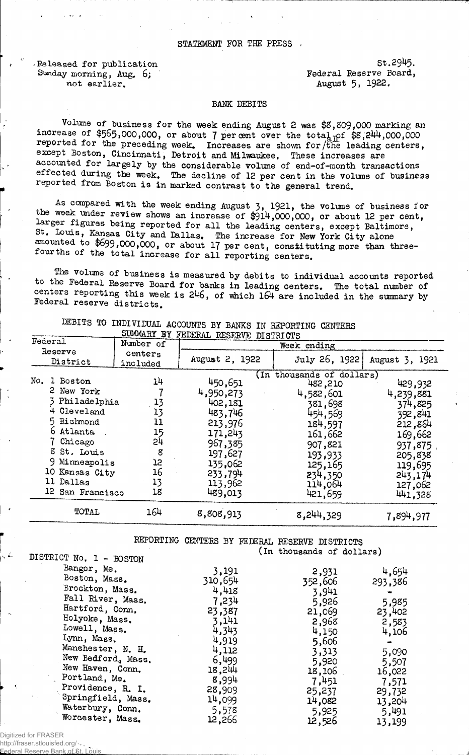STATEMENT FOR THE PRESS

Released for publication Sunday morning, Aug. 6; not earlier.

St.2945.
Federal Reserve Board,
August 5, 1922.

## BANK DEBITS

Volume of business for the week ending August 2 was $8,809,000 marking an increase of $565,000,000, or about 7 per cent over the total of $8,244,000,000 reported for the preceding week. Increases are shown for all the leading centers, except Boston, Cincinnati, Detroit and Milwaukee. These increases are accounted for largely by the considerable volume of end-of-month transactions effected during the week. The decline of 12 per cent in the volume of business reported from Boston is in marked contrast to the general trend.

As compared with the week ending August 3, 1921, the volume of business for the week under review shows an increase of $914,000,000, or about 12 per cent, larger figures being reported for all the leading centers, except Baltimore, St. Louis, Kansas City and Dallas. The increase for New York City alone amounted to $699,000,000, or about 17 per cent, constituting more than three-fourths of the total increase for all reporting centers.

The volume of business is measured by debits to individual accounts reported to the Federal Reserve Board for banks in leading centers. The total number of centers reporting this week is 246, of which 164 are included in the summary by Federal reserve districts.

DEBITS TO INDIVIDUAL ACCOUNTS BY BANKS IN REPORTING CENTERS
SUMMARY BY FEDERAL RESERVE DISTRICTS

| Federal Reserve District | Number of centers included | Week ending August 2, 1922 | July 26, 1922 | August 3, 1921 |
|---|---|---|---|---|
| | | (In thousands of dollars) | | |
| No. 1 Boston | 14 | 450,651 | 482,210 | 429,932 |
| 2 New York | 7 | 4,950,273 | 4,582,601 | 4,239,881 |
| 3 Philadelphia | 13 | 402,181 | 381,698 | 374,825 |
| 4 Cleveland | 13 | 483,746 | 454,569 | 392,841 |
| 5 Richmond | 11 | 213,976 | 184,597 | 212,864 |
| 6 Atlanta | 15 | 171,243 | 161,662 | 169,662 |
| 7 Chicago | 24 | 967,385 | 907,821 | 937,875 |
| 8 St. Louis | 8 | 197,627 | 193,933 | 205,838 |
| 9 Minneapolis | 12 | 135,062 | 125,165 | 119,695 |
| 10 Kansas City | 16 | 233,794 | 234,350 | 243,174 |
| 11 Dallas | 13 | 113,962 | 114,064 | 127,062 |
| 12 San Francisco | 18 | 489,013 | 421,659 | 441,328 |
| TOTAL | 164 | 8,808,913 | 8,244,329 | 7,894,977 |

REPORTING CENTERS BY FEDERAL RESERVE DISTRICTS
(In thousands of dollars)

| DISTRICT No. 1 - BOSTON | August 2, 1922 | July 26, 1922 | August 3, 1921 |
|---|---|---|---|
| Bangor, Me. | 3,191 | 2,931 | 4,654 |
| Boston, Mass. | 310,654 | 352,606 | 293,386 |
| Brockton, Mass. | 4,418 | 3,941 | - |
| Fall River, Mass. | 7,234 | 5,926 | 5,985 |
| Hartford, Conn. | 23,387 | 21,069 | 23,402 |
| Holyoke, Mass. | 3,141 | 2,968 | 2,583 |
| Lowell, Mass. | 4,343 | 4,150 | 4,106 |
| Lynn, Mass. | 4,919 | 5,606 | - |
| Manchester, N. H. | 4,112 | 3,313 | 5,090 |
| New Bedford, Mass. | 6,499 | 5,920 | 5,507 |
| New Haven, Conn. | 18,244 | 18,106 | 16,022 |
| Portland, Me. | 8,994 | 7,451 | 7,571 |
| Providence, R. I. | 28,909 | 25,237 | 29,732 |
| Springfield, Mass. | 14,099 | 14,082 | 13,204 |
| Waterbury, Conn. | 5,578 | 5,925 | 5,491 |
| Worcester, Mass. | 12,266 | 12,526 | 13,199 |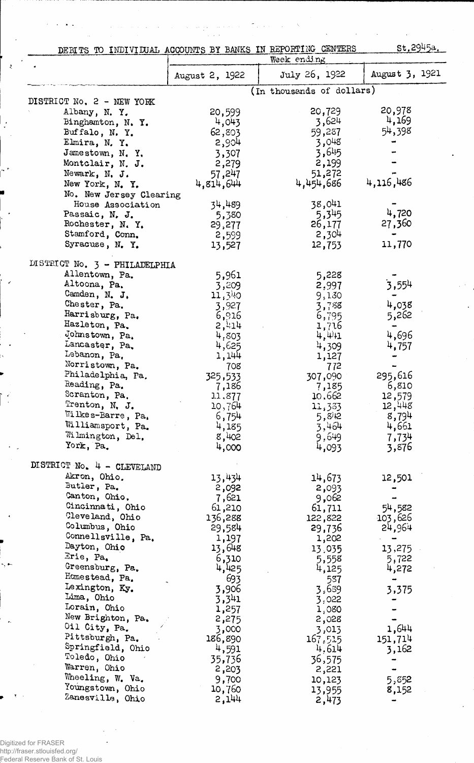DEBITS TO INDIVIDUAL ACCOUNTS BY BANKS IN REPORTING CENTERS St.2945a.

| | Week ending | | |
|---|---|---|---|
| | August 2, 1922 | July 26, 1922 | August 3, 1921 |
| | (In thousands of dollars) | | |
| DISTRICT No. 2 - NEW YORK | | | |
| Albany, N. Y. | 20,599 | 20,729 | 20,978 |
| Binghamton, N. Y. | 4,043 | 3,624 | 4,169 |
| Buffalo, N. Y. | 62,803 | 59,287 | 54,398 |
| Elmira, N. Y. | 2,904 | 3,048 | - |
| Jamestown, N. Y. | 3,307 | 3,645 | - |
| Montclair, N. J. | 2,279 | 2,199 | - |
| Newark, N. J. | 57,247 | 51,272 | - |
| New York, N. Y. | 4,814,644 | 4,454,686 | 4,116,486 |
| No. New Jersey Clearing House Association | 34,489 | 38,041 | - |
| Passaic, N. J. | 5,380 | 5,345 | 4,720 |
| Rochester, N. Y. | 29,277 | 26,177 | 27,360 |
| Stamford, Conn. | 2,599 | 2,304 | - |
| Syracuse, N. Y. | 13,527 | 12,753 | 11,770 |
| DISTRICT No. 3 - PHILADELPHIA | | | |
| Allentown, Pa. | 5,961 | 5,228 | - |
| Altoona, Pa. | 3,209 | 2,997 | 3,554 |
| Camden, N. J. | 11,340 | 9,130 | - |
| Chester, Pa. | 3,927 | 3,788 | 4,038 |
| Harrisburg, Pa. | 6,916 | 6,795 | 5,262 |
| Hazleton, Pa. | 2,414 | 1,716 | - |
| Johnstown, Pa. | 4,803 | 4,441 | 4,696 |
| Lancaster, Pa. | 4,625 | 4,309 | 4,757 |
| Lebanon, Pa. | 1,144 | 1,127 | - |
| Norristown, Pa. | 708 | 772 | - |
| Philadelphia, Pa. | 325,533 | 307,090 | 295,616 |
| Reading, Pa. | 7,186 | 7,185 | 6,810 |
| Scranton, Pa. | 11,877 | 10,662 | 12,579 |
| Trenton, N. J. | 10,764 | 11,383 | 12,448 |
| Wilkes-Barre, Pa. | 6,754 | 5,842 | 8,794 |
| Williamsport, Pa. | 4,185 | 3,464 | 4,661 |
| Wilmington, Del. | 8,402 | 9,649 | 7,734 |
| York, Pa. | 4,000 | 4,093 | 3,876 |
| DISTRICT No. 4 - CLEVELAND | | | |
| Akron, Ohio. | 13,434 | 14,673 | 12,501 |
| Butler, Pa. | 2,092 | 2,093 | - |
| Canton, Ohio. | 7,621 | 9,062 | - |
| Cincinnati, Ohio | 61,210 | 61,711 | 54,582 |
| Cleveland, Ohio | 136,288 | 122,822 | 103,626 |
| Columbus, Ohio | 29,584 | 29,736 | 24,964 |
| Connellsville, Pa. | 1,197 | 1,202 | - |
| Dayton, Ohio | 13,648 | 13,035 | 13,275 |
| Erie, Pa. | 6,310 | 5,558 | 5,722 |
| Greensburg, Pa. | 4,425 | 4,125 | 4,272 |
| Homestead, Pa. | 693 | 587 | - |
| Lexington, Ky. | 3,906 | 3,689 | 3,375 |
| Lima, Ohio | 3,341 | 3,022 | - |
| Lorain, Ohio | 1,257 | 1,080 | - |
| New Brighton, Pa. | 2,275 | 2,028 | - |
| Oil City, Pa. | 3,000 | 3,013 | 1,644 |
| Pittsburgh, Pa. | 186,890 | 167,515 | 151,714 |
| Springfield, Ohio | 4,591 | 4,614 | 3,162 |
| Toledo, Ohio | 35,736 | 36,575 | - |
| Warren, Ohio | 2,203 | 2,221 | - |
| Wheeling, W. Va. | 9,700 | 10,123 | 5,852 |
| Youngstown, Ohio | 10,760 | 13,955 | 8,152 |
| Zanesville, Ohio | 2,144 | 2,473 | - |

Digitized for FRASER
http://fraser.stlouisfed.org/
Federal Reserve Bank of St. Louis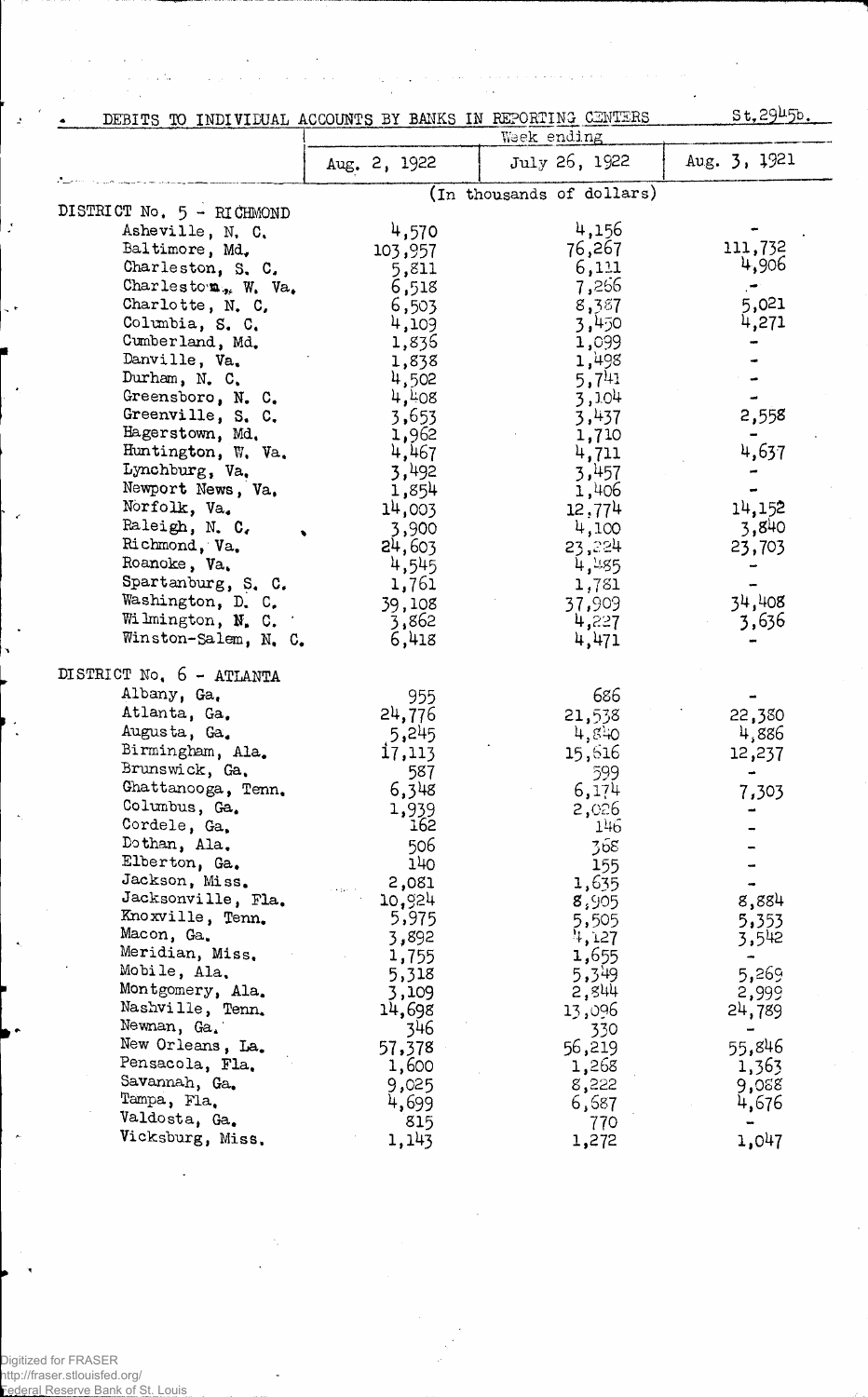DEBITS TO INDIVIDUAL ACCOUNTS BY BANKS IN REPORTING CENTERS

St.2945b.

| | Week ending | | |
|---|---|---|---|
| | Aug. 2, 1922 | July 26, 1922 | Aug. 3, 1921 |
| | (In thousands of dollars) | | |
| DISTRICT No. 5 - RICHMOND | | | |
| Asheville, N. C. | 4,570 | 4,156 | - |
| Baltimore, Md. | 103,957 | 76,267 | 111,732 |
| Charleston, S. C. | 5,811 | 6,111 | 4,906 |
| Charleston, W. Va. | 6,518 | 7,266 | - |
| Charlotte, N. C. | 6,503 | 8,387 | 5,021 |
| Columbia, S. C. | 4,109 | 3,450 | 4,271 |
| Cumberland, Md. | 1,836 | 1,099 | - |
| Danville, Va. | 1,838 | 1,498 | - |
| Durham, N. C. | 4,502 | 5,741 | - |
| Greensboro, N. C. | 4,408 | 3,104 | - |
| Greenville, S. C. | 3,653 | 3,437 | 2,558 |
| Hagerstown, Md. | 1,962 | 1,710 | - |
| Huntington, W. Va. | 4,467 | 4,711 | 4,637 |
| Lynchburg, Va. | 3,492 | 3,457 | - |
| Newport News, Va. | 1,854 | 1,406 | - |
| Norfolk, Va. | 14,003 | 12,774 | 14,152 |
| Raleigh, N. C. | 3,900 | 4,100 | 3,840 |
| Richmond, Va. | 24,603 | 23,224 | 23,703 |
| Roanoke, Va. | 4,545 | 4,485 | - |
| Spartanburg, S. C. | 1,761 | 1,781 | - |
| Washington, D. C. | 39,108 | 37,909 | 34,408 |
| Wilmington, N. C. | 3,862 | 4,227 | 3,636 |
| Winston-Salem, N. C. | 6,418 | 4,471 | - |
| DISTRICT No. 6 - ATLANTA | | | |
| Albany, Ga. | 955 | 686 | - |
| Atlanta, Ga. | 24,776 | 21,538 | 22,380 |
| Augusta, Ga. | 5,245 | 4,840 | 4,886 |
| Birmingham, Ala. | 17,113 | 15,616 | 12,237 |
| Brunswick, Ga. | 587 | 599 | - |
| Chattanooga, Tenn. | 6,348 | 6,174 | 7,303 |
| Columbus, Ga. | 1,939 | 2,026 | - |
| Cordele, Ga. | 162 | 146 | - |
| Dothan, Ala. | 506 | 368 | - |
| Elberton, Ga. | 140 | 155 | - |
| Jackson, Miss. | 2,081 | 1,635 | - |
| Jacksonville, Fla. | 10,924 | 8,905 | 8,884 |
| Knoxville, Tenn. | 5,975 | 5,505 | 5,353 |
| Macon, Ga. | 3,892 | 4,127 | 3,542 |
| Meridian, Miss. | 1,755 | 1,655 | - |
| Mobile, Ala. | 5,318 | 5,349 | 5,269 |
| Montgomery, Ala. | 3,109 | 2,844 | 2,999 |
| Nashville, Tenn. | 14,698 | 13,096 | 24,789 |
| Newnan, Ga. | 346 | 330 | - |
| New Orleans, La. | 57,378 | 56,219 | 55,846 |
| Pensacola, Fla. | 1,600 | 1,268 | 1,363 |
| Savannah, Ga. | 9,025 | 8,222 | 9,088 |
| Tampa, Fla. | 4,699 | 6,687 | 4,676 |
| Valdosta, Ga. | 815 | 770 | - |
| Vicksburg, Miss. | 1,143 | 1,272 | 1,047 |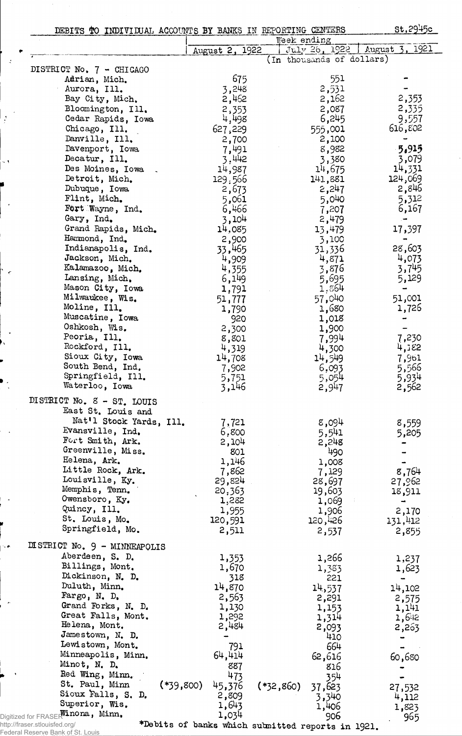# DEBITS TO INDIVIDUAL ACCOUNTS BY BANKS IN REPORTING CENTERS

St.2945c

| | Week ending August 2, 1922 | Week ending July 26, 1922 | Week ending August 3, 1921 |
|---|---|---|---|
| | (In thousands of dollars) | | |
| **DISTRICT No. 7 - CHICAGO** | | | |
| Adrian, Mich. | 675 | 551 | - |
| Aurora, Ill. | 3,248 | 2,531 | - |
| Bay City, Mich. | 2,462 | 2,162 | 2,353 |
| Bloomington, Ill. | 2,353 | 2,087 | 2,335 |
| Cedar Rapids, Iowa | 4,498 | 6,245 | 9,557 |
| Chicago, Ill. | 627,229 | 555,001 | 616,802 |
| Danville, Ill. | 2,700 | 2,100 | - |
| Davenport, Iowa | 7,491 | 8,982 | 5,915 |
| Decatur, Ill. | 3,442 | 3,380 | 3,079 |
| Des Moines, Iowa | 14,987 | 14,675 | 14,331 |
| Detroit, Mich. | 129,566 | 141,881 | 124,069 |
| Dubuque, Iowa | 2,673 | 2,247 | 2,846 |
| Flint, Mich. | 5,061 | 5,040 | 5,312 |
| Fort Wayne, Ind. | 6,466 | 7,207 | 6,167 |
| Gary, Ind. | 3,104 | 2,479 | - |
| Grand Rapids, Mich. | 14,085 | 13,479 | 17,397 |
| Hammond, Ind. | 2,900 | 3,100 | - |
| Indianapolis, Ind. | 33,465 | 31,336 | 28,603 |
| Jackson, Mich. | 4,909 | 4,871 | 4,073 |
| Kalamazoo, Mich. | 4,355 | 3,876 | 3,745 |
| Lansing, Mich. | 6,149 | 5,695 | 5,129 |
| Mason City, Iowa | 1,791 | 1,864 | - |
| Milwaukee, Wis. | 51,777 | 57,040 | 51,001 |
| Moline, Ill. | 1,790 | 1,680 | 1,726 |
| Muscatine, Iowa | 920 | 1,018 | - |
| Oshkosh, Wis. | 2,300 | 1,900 | - |
| Peoria, Ill. | 8,801 | 7,994 | 7,230 |
| Rockford, Ill. | 4,319 | 4,300 | 4,182 |
| Sioux City, Iowa | 14,708 | 14,549 | 7,961 |
| South Bend, Ind. | 7,902 | 6,093 | 5,566 |
| Springfield, Ill. | 5,751 | 5,054 | 5,934 |
| Waterloo, Iowa | 3,146 | 2,947 | 2,562 |
| **DISTRICT No. 8 - ST. LOUIS** | | | |
| East St. Louis and Nat'l Stock Yards, Ill. | 7,721 | 8,094 | 8,559 |
| Evansville, Ind. | 6,800 | 5,541 | 5,205 |
| Fort Smith, Ark. | 2,104 | 2,248 | - |
| Greenville, Miss. | 801 | 490 | - |
| Helena, Ark. | 1,146 | 1,008 | - |
| Little Rock, Ark. | 7,862 | 7,129 | 8,764 |
| Louisville, Ky. | 29,824 | 28,697 | 27,962 |
| Memphis, Tenn. | 20,363 | 19,603 | 18,911 |
| Owensboro, Ky. | 1,282 | 1,069 | - |
| Quincy, Ill. | 1,955 | 1,906 | 2,170 |
| St. Louis, Mo. | 120,591 | 120,426 | 131,412 |
| Springfield, Mo. | 2,511 | 2,537 | 2,855 |
| **DISTRICT No. 9 - MINNEAPOLIS** | | | |
| Aberdeen, S. D. | 1,353 | 1,266 | 1,237 |
| Billings, Mont. | 1,670 | 1,383 | 1,623 |
| Dickinson, N. D. | 318 | 221 | - |
| Duluth, Minn. | 14,870 | 14,537 | 14,102 |
| Fargo, N. D. | 2,563 | 2,291 | 2,575 |
| Grand Forks, N. D. | 1,130 | 1,153 | 1,141 |
| Great Falls, Mont. | 1,292 | 1,314 | 1,642 |
| Helena, Mont. | 2,484 | 2,093 | 2,263 |
| Jamestown, N. D. | - | 410 | - |
| Lewistown, Mont. | 791 | 664 | - |
| Minneapolis, Minn. | 64,414 | 62,616 | 60,680 |
| Minot, N. D. | 887 | 816 | - |
| Red Wing, Minn. | 473 | 354 | - |
| St. Paul, Minn | (*39,800) 45,376 | (*32,860) 37,623 | 27,532 |
| Sioux Falls, S. D. | 2,809 | 3,340 | 4,112 |
| Superior, Wis. | 1,643 | 1,406 | 1,823 |
| Winona, Minn. | 1,034 | 906 | 965 |

*Debits of banks which submitted reports in 1921.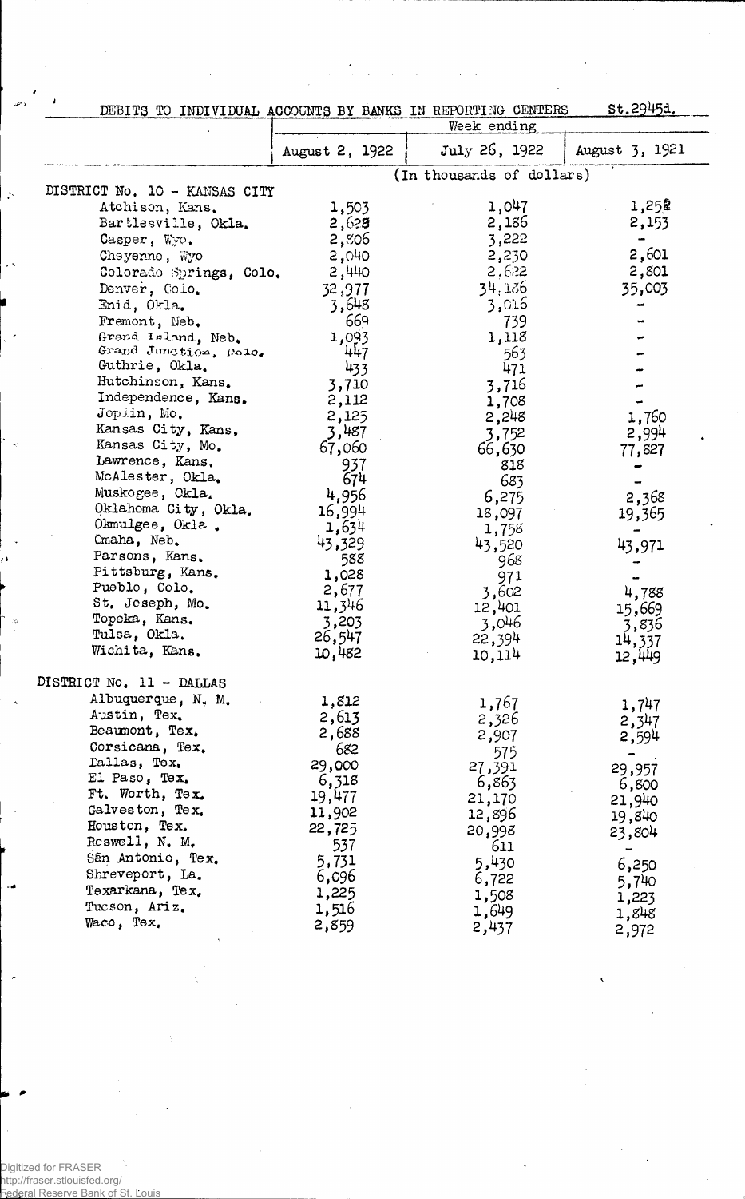DEBITS TO INDIVIDUAL ACCOUNTS BY BANKS IN REPORTING CENTERS St.2945d.

| | Week ending | | |
|---|---|---|---|
| | August 2, 1922 | July 26, 1922 | August 3, 1921 |
| | (In thousands of dollars) | | |
| DISTRICT No. 10 - KANSAS CITY | | | |
| Atchison, Kans. | 1,503 | 1,047 | 1,252 |
| Bartlesville, Okla. | 2,628 | 2,186 | 2,153 |
| Casper, Wyo. | 2,806 | 3,222 | - |
| Cheyenne, Wyo | 2,040 | 2,230 | 2,601 |
| Colorado Springs, Colo. | 2,440 | 2,622 | 2,801 |
| Denver, Colo. | 32,977 | 34,186 | 35,003 |
| Enid, Okla. | 3,648 | 3,016 | - |
| Fremont, Neb. | 669 | 739 | - |
| Grand Island, Neb. | 1,093 | 1,118 | - |
| Grand Junction, Colo. | 447 | 563 | - |
| Guthrie, Okla. | 433 | 471 | - |
| Hutchinson, Kans. | 3,710 | 3,716 | - |
| Independence, Kans. | 2,112 | 1,708 | - |
| Joplin, Mo. | 2,125 | 2,248 | 1,760 |
| Kansas City, Kans. | 3,487 | 3,752 | 2,994 |
| Kansas City, Mo. | 67,060 | 66,630 | 77,827 |
| Lawrence, Kans. | 937 | 818 | - |
| McAlester, Okla. | 674 | 683 | - |
| Muskogee, Okla. | 4,956 | 6,275 | 2,368 |
| Oklahoma City, Okla. | 16,994 | 18,097 | 19,365 |
| Okmulgee, Okla. | 1,634 | 1,758 | - |
| Omaha, Neb. | 43,329 | 43,520 | 43,971 |
| Parsons, Kans. | 588 | 968 | - |
| Pittsburg, Kans. | 1,028 | 971 | - |
| Pueblo, Colo. | 2,677 | 3,602 | 4,788 |
| St. Joseph, Mo. | 11,346 | 12,401 | 15,669 |
| Topeka, Kans. | 3,203 | 3,046 | 3,836 |
| Tulsa, Okla. | 26,547 | 22,394 | 14,337 |
| Wichita, Kans. | 10,482 | 10,114 | 12,449 |
| DISTRICT No. 11 - DALLAS | | | |
| Albuquerque, N. M. | 1,812 | 1,767 | 1,747 |
| Austin, Tex. | 2,613 | 2,326 | 2,347 |
| Beaumont, Tex. | 2,688 | 2,907 | 2,594 |
| Corsicana, Tex. | 682 | 575 | - |
| Dallas, Tex. | 29,000 | 27,391 | 29,957 |
| El Paso, Tex. | 6,318 | 6,863 | 6,800 |
| Ft. Worth, Tex. | 19,477 | 21,170 | 21,940 |
| Galveston, Tex. | 11,902 | 12,896 | 19,840 |
| Houston, Tex. | 22,725 | 20,998 | 23,804 |
| Roswell, N. M. | 537 | 611 | - |
| San Antonio, Tex. | 5,731 | 5,430 | 6,250 |
| Shreveport, La. | 6,096 | 6,722 | 5,740 |
| Texarkana, Tex. | 1,225 | 1,508 | 1,223 |
| Tucson, Ariz. | 1,516 | 1,649 | 1,848 |
| Waco, Tex. | 2,859 | 2,437 | 2,972 |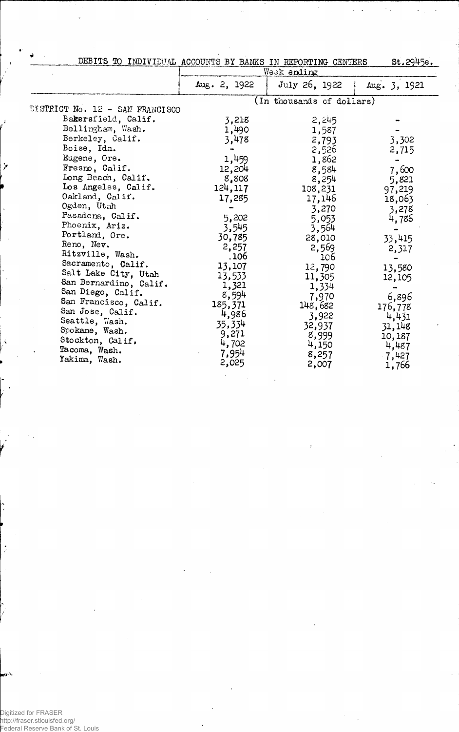DEBITS TO INDIVIDUAL ACCOUNTS BY BANKS IN REPORTING CENTERS St.2945e.

| | Week ending | | |
|---|---|---|---|
| | Aug. 2, 1922 | July 26, 1922 | Aug. 3, 1921 |
| | (In thousands of dollars) | | |
| DISTRICT No. 12 - SAN FRANCISCO | | | |
| Bakersfield, Calif. | 3,218 | 2,245 | - |
| Bellingham, Wash. | 1,490 | 1,587 | - |
| Berkeley, Calif. | 3,478 | 2,793 | 3,302 |
| Boise, Ida. | - | 2,526 | 2,715 |
| Eugene, Ore. | 1,459 | 1,862 | - |
| Fresno, Calif. | 12,204 | 8,584 | 7,600 |
| Long Beach, Calif. | 8,808 | 8,254 | 5,821 |
| Los Angeles, Calif. | 124,117 | 108,231 | 97,219 |
| Oakland, Calif. | 17,285 | 17,146 | 18,063 |
| Ogden, Utah | - | 3,270 | 3,278 |
| Pasadena, Calif. | 5,202 | 5,053 | 4,786 |
| Phoenix, Ariz. | 3,545 | 3,564 | - |
| Portland, Ore. | 30,785 | 28,010 | 33,415 |
| Reno, Nev. | 2,257 | 2,569 | 2,317 |
| Ritzville, Wash. | .106 | 106 | - |
| Sacramento, Calif. | 13,107 | 12,790 | 13,580 |
| Salt Lake City, Utah | 13,533 | 11,305 | 12,105 |
| San Bernardino, Calif. | 1,321 | 1,334 | - |
| San Diego, Calif. | 8,594 | 7,970 | 6,896 |
| San Francisco, Calif. | 185,371 | 148,682 | 176,778 |
| San Jose, Calif. | 4,986 | 3,922 | 4,431 |
| Seattle, Wash. | 35,334 | 32,937 | 31,148 |
| Spokane, Wash. | 9,271 | 8,999 | 10,187 |
| Stockton, Calif. | 4,702 | 4,150 | 4,487 |
| Tacoma, Wash. | 7,954 | 8,257 | 7,427 |
| Yakima, Wash. | 2,025 | 2,007 | 1,766 |